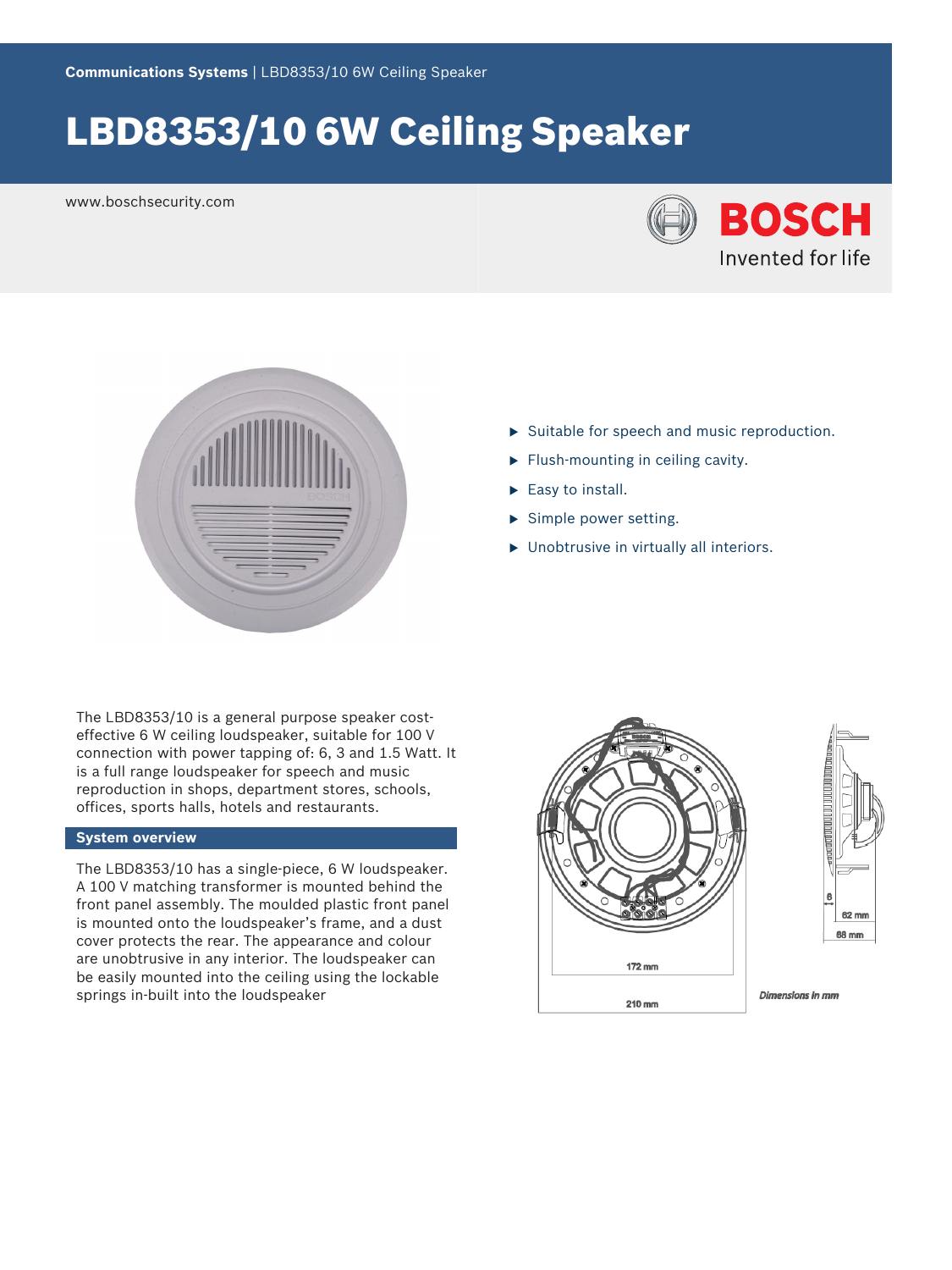Communications Systems | LBD8353/10 6W Ceiling Speaker

# LBD8353/10 6W Ceiling Speaker

www.boschsecurity.com

- Suitable for speech and music reproduction.
- Flush-mounting in ceiling cavity.
- Easy to install.
- Simple power setting.
- Unobtrusive in virtually all interiors.

The LBD8353/10 is a general purpose speaker cost-effective 6 W ceiling loudspeaker, suitable for 100 V connection with power tapping of: 6, 3 and 1.5 Watt. It is a full range loudspeaker for speech and music reproduction in shops, department stores, schools, offices, sports halls, hotels and restaurants.

## System overview

The LBD8353/10 has a single-piece, 6 W loudspeaker. A 100 V matching transformer is mounted behind the front panel assembly. The moulded plastic front panel is mounted onto the loudspeaker's frame, and a dust cover protects the rear. The appearance and colour are unobtrusive in any interior. The loudspeaker can be easily mounted into the ceiling using the lockable springs in-built into the loudspeaker

172 mm

210 mm

8

62 mm

68 mm

*Dimensions in mm*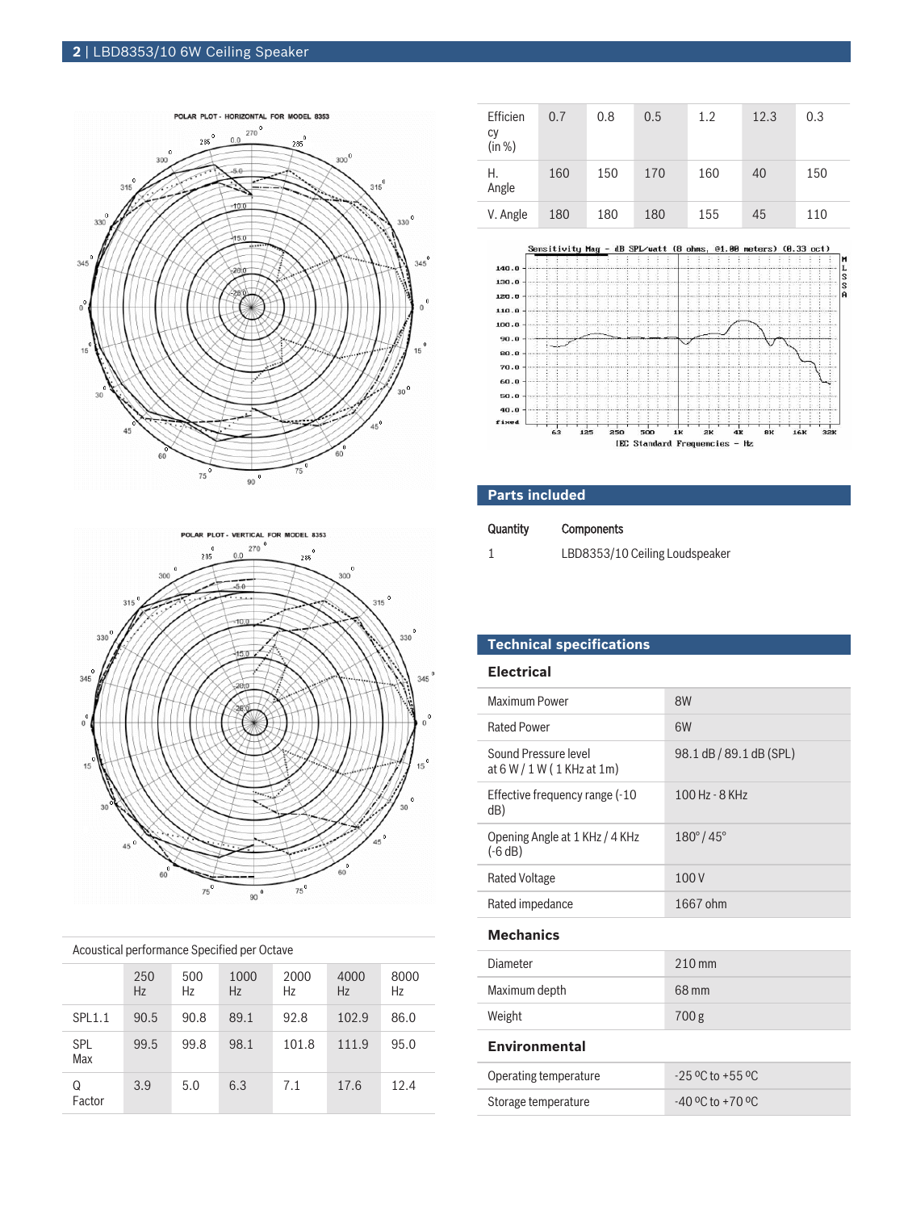| Efficiency (in %) | 0.7 | 0.8 | 0.5 | 1.2 | 12.3 | 0.3 |
|---|---|---|---|---|---|---|
| H. Angle | 160 | 150 | 170 | 160 | 40 | 150 |
| V. Angle | 180 | 180 | 180 | 155 | 45 | 110 |

| Acoustical performance Specified per Octave | | | | | | |
|---|---|---|---|---|---|---|
| | 250 Hz | 500 Hz | 1000 Hz | 2000 Hz | 4000 Hz | 8000 Hz |
| SPL1.1 | 90.5 | 90.8 | 89.1 | 92.8 | 102.9 | 86.0 |
| SPL Max | 99.5 | 99.8 | 98.1 | 101.8 | 111.9 | 95.0 |
| Q Factor | 3.9 | 5.0 | 6.3 | 7.1 | 17.6 | 12.4 |

## Parts included

| Quantity | Components |
|---|---|
| 1 | LBD8353/10 Ceiling Loudspeaker |

## Technical specifications

### Electrical

| | |
|---|---|
| Maximum Power | 8W |
| Rated Power | 6W |
| Sound Pressure level at 6 W / 1 W ( 1 KHz at 1m) | 98.1 dB / 89.1 dB (SPL) |
| Effective frequency range (-10 dB) | 100 Hz - 8 KHz |
| Opening Angle at 1 KHz / 4 KHz (-6 dB) | 180° / 45° |
| Rated Voltage | 100 V |
| Rated impedance | 1667 ohm |

### Mechanics

| | |
|---|---|
| Diameter | 210 mm |
| Maximum depth | 68 mm |
| Weight | 700 g |

### Environmental

| | |
|---|---|
| Operating temperature | -25 ºC to +55 ºC |
| Storage temperature | -40 ºC to +70 ºC |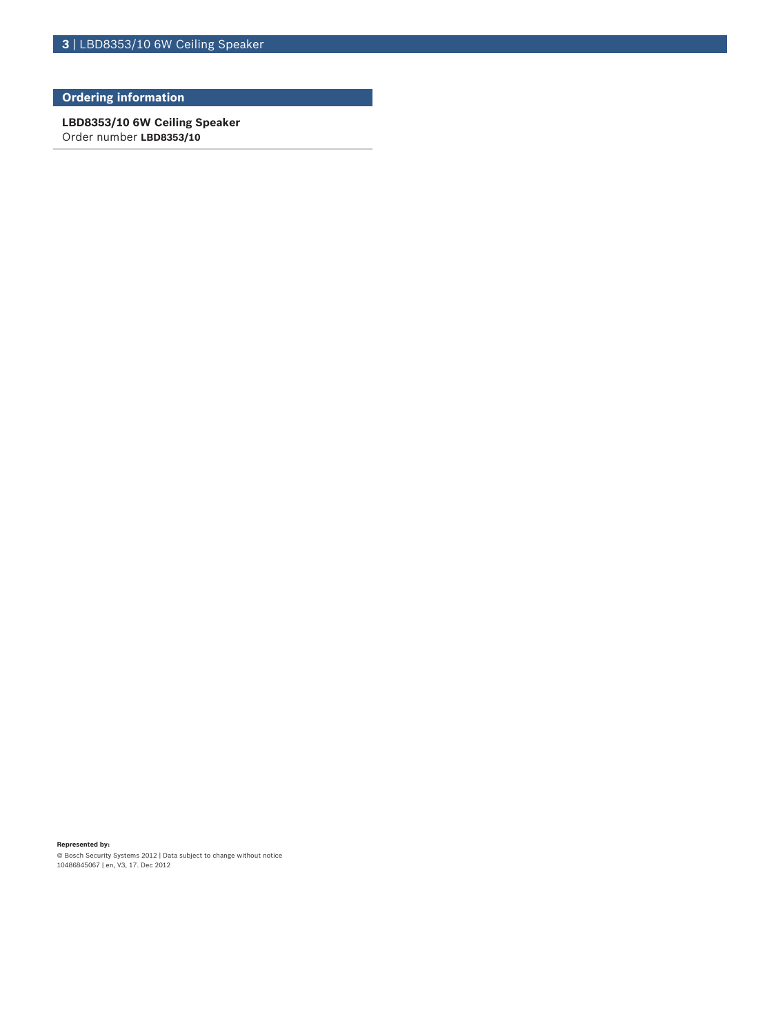## Ordering information

**LBD8353/10 6W Ceiling Speaker**
Order number **LBD8353/10**

**Represented by:**

© Bosch Security Systems 2012 | Data subject to change without notice
10486845067 | en, V3, 17. Dec 2012